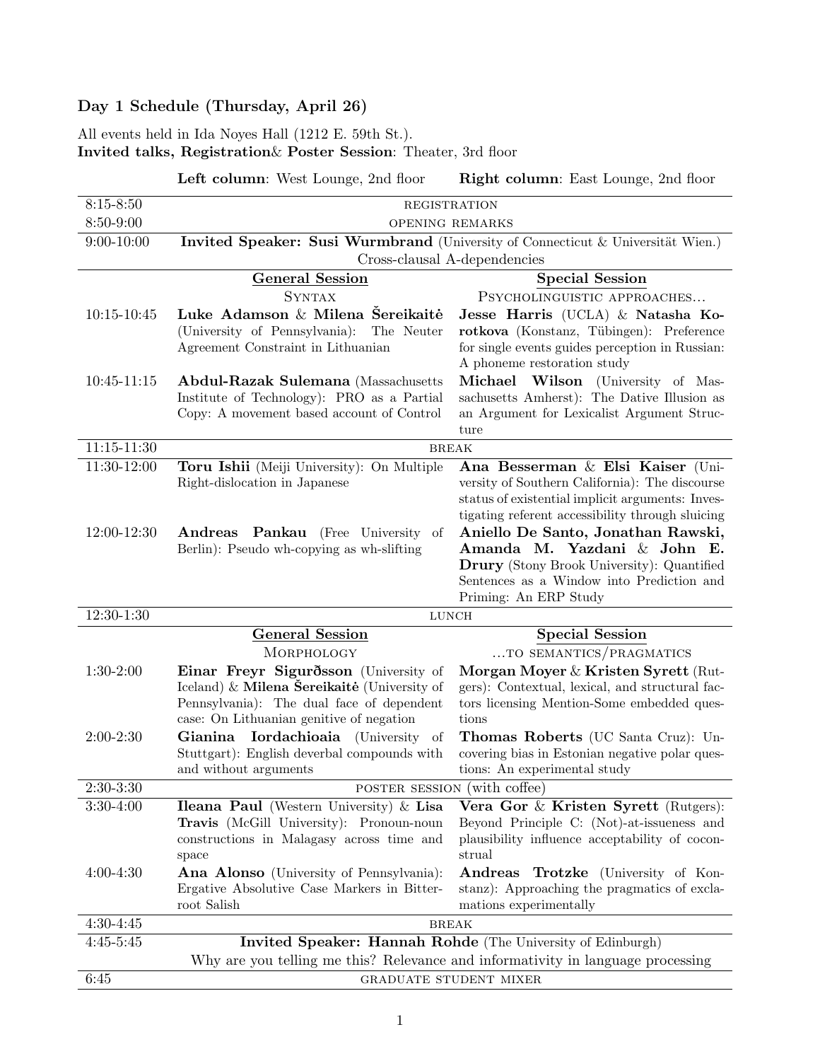## Day 1 Schedule (Thursday, April 26)

All events held in Ida Noyes Hall (1212 E. 59th St.).
**Invited talks, Registration& Poster Session**: Theater, 3rd floor

| | **Left column**: West Lounge, 2nd floor | **Right column**: East Lounge, 2nd floor |
|---|---|---|
| 8:15-8:50 | REGISTRATION | |
| 8:50-9:00 | OPENING REMARKS | |
| 9:00-10:00 | **Invited Speaker: Susi Wurmbrand** (University of Connecticut & Universität Wien.) Cross-clausal A-dependencies | |
| | **General Session** SYNTAX | **Special Session** PSYCHOLINGUISTIC APPROACHES... |
| 10:15-10:45 | **Luke Adamson** & **Milena Šereikaitė** (University of Pennsylvania): The Neuter Agreement Constraint in Lithuanian | **Jesse Harris** (UCLA) & **Natasha Korotkova** (Konstanz, Tübingen): Preference for single events guides perception in Russian: A phoneme restoration study |
| 10:45-11:15 | **Abdul-Razak Sulemana** (Massachusetts Institute of Technology): PRO as a Partial Copy: A movement based account of Control | **Michael Wilson** (University of Massachusetts Amherst): The Dative Illusion as an Argument for Lexicalist Argument Structure |
| 11:15-11:30 | BREAK | |
| 11:30-12:00 | **Toru Ishii** (Meiji University): On Multiple Right-dislocation in Japanese | **Ana Besserman** & **Elsi Kaiser** (University of Southern California): The discourse status of existential implicit arguments: Investigating referent accessibility through sluicing |
| 12:00-12:30 | **Andreas Pankau** (Free University of Berlin): Pseudo wh-copying as wh-slifting | **Aniello De Santo, Jonathan Rawski, Amanda M. Yazdani** & **John E. Drury** (Stony Brook University): Quantified Sentences as a Window into Prediction and Priming: An ERP Study |
| 12:30-1:30 | LUNCH | |
| | **General Session** MORPHOLOGY | **Special Session** ...TO SEMANTICS/PRAGMATICS |
| 1:30-2:00 | **Einar Freyr Sigurðsson** (University of Iceland) & **Milena Šereikaitė** (University of Pennsylvania): The dual face of dependent case: On Lithuanian genitive of negation | **Morgan Moyer** & **Kristen Syrett** (Rutgers): Contextual, lexical, and structural factors licensing Mention-Some embedded questions |
| 2:00-2:30 | **Gianina Iordachioaia** (University of Stuttgart): English deverbal compounds with and without arguments | **Thomas Roberts** (UC Santa Cruz): Uncovering bias in Estonian negative polar questions: An experimental study |
| 2:30-3:30 | POSTER SESSION (with coffee) | |
| 3:30-4:00 | **Ileana Paul** (Western University) & **Lisa Travis** (McGill University): Pronoun-noun constructions in Malagasy across time and space | **Vera Gor** & **Kristen Syrett** (Rutgers): Beyond Principle C: (Not)-at-issueness and plausibility influence acceptability of coconstrual |
| 4:00-4:30 | **Ana Alonso** (University of Pennsylvania): Ergative Absolutive Case Markers in Bitterroot Salish | **Andreas Trotzke** (University of Konstanz): Approaching the pragmatics of exclamations experimentally |
| 4:30-4:45 | BREAK | |
| 4:45-5:45 | **Invited Speaker: Hannah Rohde** (The University of Edinburgh) Why are you telling me this? Relevance and informativity in language processing | |
| 6:45 | GRADUATE STUDENT MIXER | |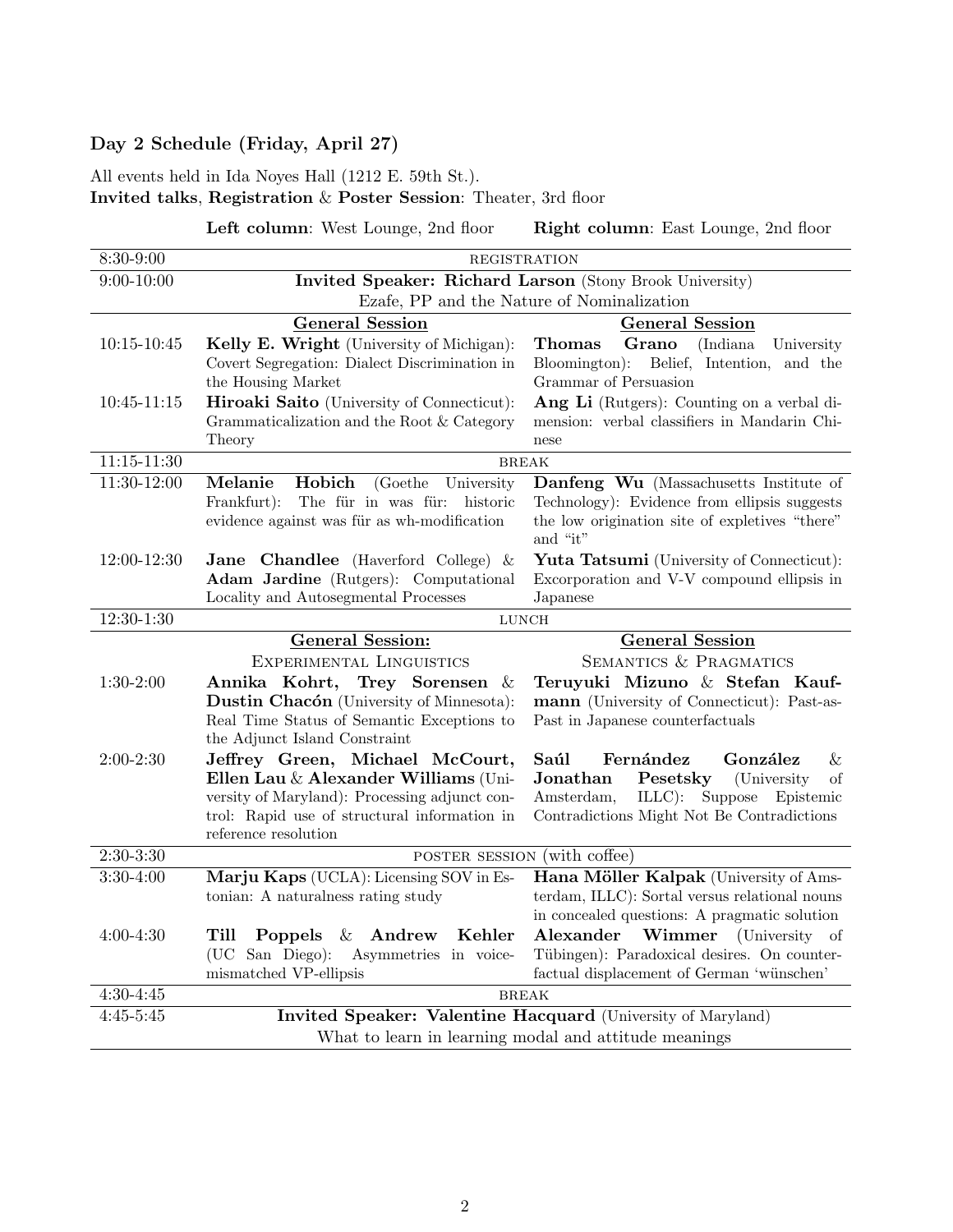### Day 2 Schedule (Friday, April 27)

All events held in Ida Noyes Hall (1212 E. 59th St.).
**Invited talks**, **Registration** & **Poster Session**: Theater, 3rd floor

**Left column**: West Lounge, 2nd floor **Right column**: East Lounge, 2nd floor

| | Left column | Right column |
|---|---|---|
| 8:30-9:00 | REGISTRATION | |
| 9:00-10:00 | **Invited Speaker: Richard Larson** (Stony Brook University) Ezafe, PP and the Nature of Nominalization | |
| | **General Session** | **General Session** |
| 10:15-10:45 | **Kelly E. Wright** (University of Michigan): Covert Segregation: Dialect Discrimination in the Housing Market | **Thomas Grano** (Indiana University Bloomington): Belief, Intention, and the Grammar of Persuasion |
| 10:45-11:15 | **Hiroaki Saito** (University of Connecticut): Grammaticalization and the Root & Category Theory | **Ang Li** (Rutgers): Counting on a verbal dimension: verbal classifiers in Mandarin Chinese |
| 11:15-11:30 | BREAK | |
| 11:30-12:00 | **Melanie Hobich** (Goethe University Frankfurt): The für in was für: historic evidence against was für as wh-modification | **Danfeng Wu** (Massachusetts Institute of Technology): Evidence from ellipsis suggests the low origination site of expletives "there" and "it" |
| 12:00-12:30 | **Jane Chandlee** (Haverford College) & **Adam Jardine** (Rutgers): Computational Locality and Autosegmental Processes | **Yuta Tatsumi** (University of Connecticut): Excorporation and V-V compound ellipsis in Japanese |
| 12:30-1:30 | LUNCH | |
| | **General Session:** EXPERIMENTAL LINGUISTICS | **General Session** SEMANTICS & PRAGMATICS |
| 1:30-2:00 | **Annika Kohrt, Trey Sorensen** & **Dustin Chacón** (University of Minnesota): Real Time Status of Semantic Exceptions to the Adjunct Island Constraint | **Teruyuki Mizuno** & **Stefan Kaufmann** (University of Connecticut): Past-as-Past in Japanese counterfactuals |
| 2:00-2:30 | **Jeffrey Green, Michael McCourt, Ellen Lau** & **Alexander Williams** (University of Maryland): Processing adjunct control: Rapid use of structural information in reference resolution | **Saúl Fernández González** & **Jonathan Pesetsky** (University of Amsterdam, ILLC): Suppose Epistemic Contradictions Might Not Be Contradictions |
| 2:30-3:30 | POSTER SESSION (with coffee) | |
| 3:30-4:00 | **Marju Kaps** (UCLA): Licensing SOV in Estonian: A naturalness rating study | **Hana Möller Kalpak** (University of Amsterdam, ILLC): Sortal versus relational nouns in concealed questions: A pragmatic solution |
| 4:00-4:30 | **Till Poppels** & **Andrew Kehler** (UC San Diego): Asymmetries in voice-mismatched VP-ellipsis | **Alexander Wimmer** (University of Tübingen): Paradoxical desires. On counterfactual displacement of German 'wünschen' |
| 4:30-4:45 | BREAK | |
| 4:45-5:45 | **Invited Speaker: Valentine Hacquard** (University of Maryland) What to learn in learning modal and attitude meanings | |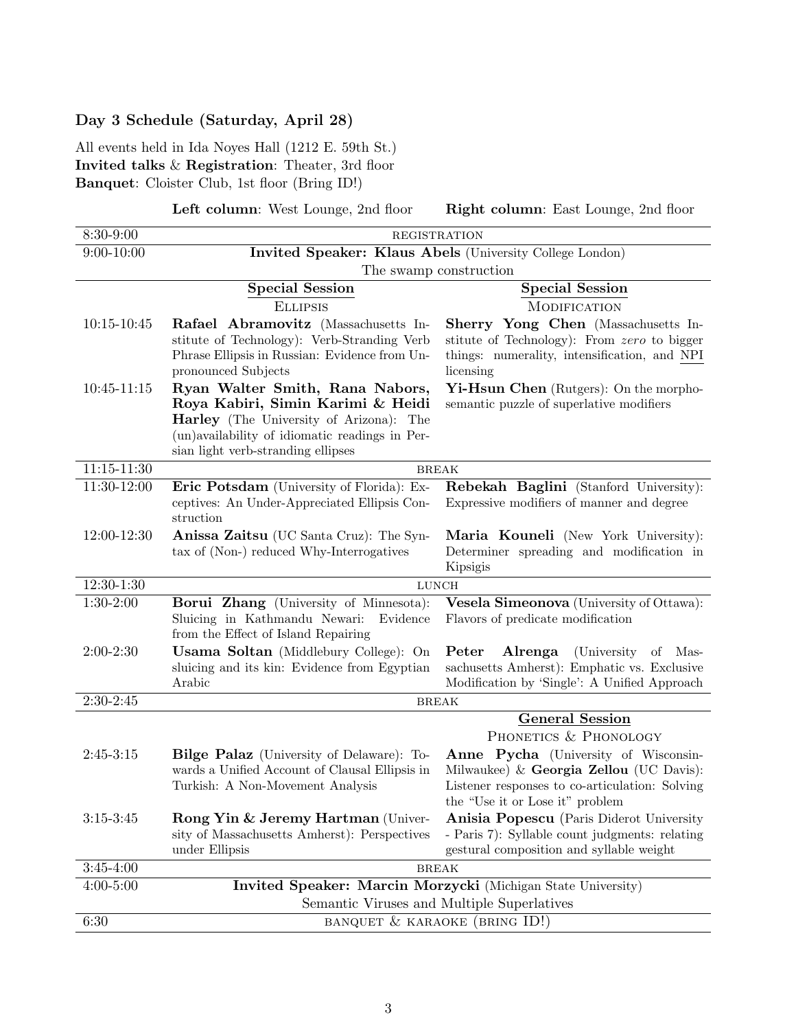## Day 3 Schedule (Saturday, April 28)

All events held in Ida Noyes Hall (1212 E. 59th St.)
**Invited talks** & **Registration**: Theater, 3rd floor
**Banquet**: Cloister Club, 1st floor (Bring ID!)

| | **Left column**: West Lounge, 2nd floor | **Right column**: East Lounge, 2nd floor |
|---|---|---|
| 8:30-9:00 | REGISTRATION | |
| 9:00-10:00 | **Invited Speaker: Klaus Abels** (University College London) The swamp construction | |
| | **Special Session** ELLIPSIS | **Special Session** MODIFICATION |
| 10:15-10:45 | **Rafael Abramovitz** (Massachusetts Institute of Technology): Verb-Stranding Verb Phrase Ellipsis in Russian: Evidence from Unpronounced Subjects | **Sherry Yong Chen** (Massachusetts Institute of Technology): From *zero* to bigger things: numerality, intensification, and NPI licensing |
| 10:45-11:15 | **Ryan Walter Smith, Rana Nabors, Roya Kabiri, Simin Karimi & Heidi Harley** (The University of Arizona): The (un)availability of idiomatic readings in Persian light verb-stranding ellipses | **Yi-Hsun Chen** (Rutgers): On the morpho-semantic puzzle of superlative modifiers |
| 11:15-11:30 | BREAK | |
| 11:30-12:00 | **Eric Potsdam** (University of Florida): Exceptives: An Under-Appreciated Ellipsis Construction | **Rebekah Baglini** (Stanford University): Expressive modifiers of manner and degree |
| 12:00-12:30 | **Anissa Zaitsu** (UC Santa Cruz): The Syntax of (Non-) reduced Why-Interrogatives | **Maria Kouneli** (New York University): Determiner spreading and modification in Kipsigis |
| 12:30-1:30 | LUNCH | |
| 1:30-2:00 | **Borui Zhang** (University of Minnesota): Sluicing in Kathmandu Newari: Evidence from the Effect of Island Repairing | **Vesela Simeonova** (University of Ottawa): Flavors of predicate modification |
| 2:00-2:30 | **Usama Soltan** (Middlebury College): On sluicing and its kin: Evidence from Egyptian Arabic | **Peter Alrenga** (University of Massachusetts Amherst): Emphatic vs. Exclusive Modification by 'Single': A Unified Approach |
| 2:30-2:45 | BREAK | |
| | | **General Session** PHONETICS & PHONOLOGY |
| 2:45-3:15 | **Bilge Palaz** (University of Delaware): Towards a Unified Account of Clausal Ellipsis in Turkish: A Non-Movement Analysis | **Anne Pycha** (University of Wisconsin-Milwaukee) & **Georgia Zellou** (UC Davis): Listener responses to co-articulation: Solving the "Use it or Lose it" problem |
| 3:15-3:45 | **Rong Yin & Jeremy Hartman** (University of Massachusetts Amherst): Perspectives under Ellipsis | **Anisia Popescu** (Paris Diderot University - Paris 7): Syllable count judgments: relating gestural composition and syllable weight |
| 3:45-4:00 | BREAK | |
| 4:00-5:00 | **Invited Speaker: Marcin Morzycki** (Michigan State University) Semantic Viruses and Multiple Superlatives | |
| 6:30 | BANQUET & KARAOKE (BRING ID!) | |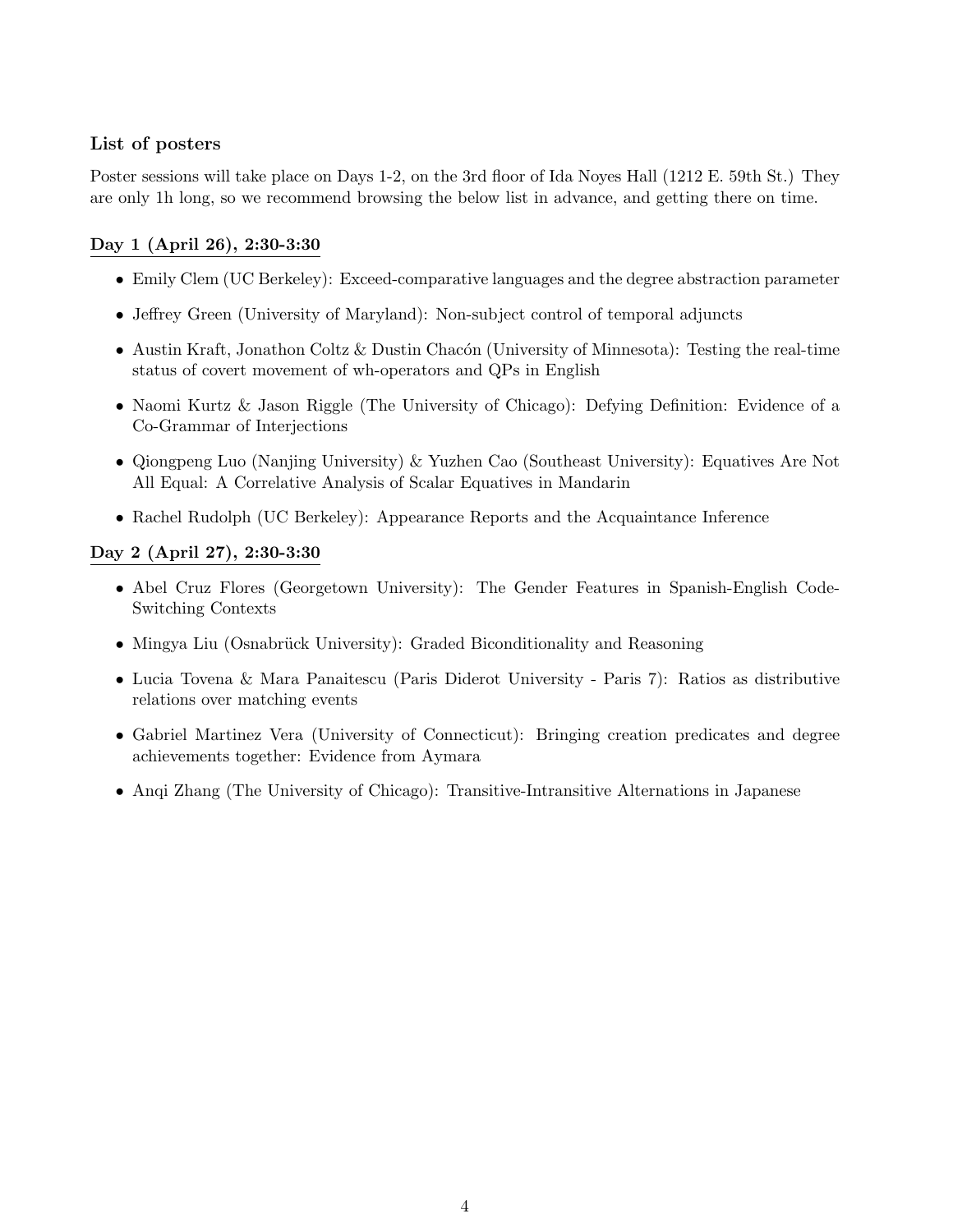### List of posters

Poster sessions will take place on Days 1-2, on the 3rd floor of Ida Noyes Hall (1212 E. 59th St.) They are only 1h long, so we recommend browsing the below list in advance, and getting there on time.

**Day 1 (April 26), 2:30-3:30**

- Emily Clem (UC Berkeley): Exceed-comparative languages and the degree abstraction parameter
- Jeffrey Green (University of Maryland): Non-subject control of temporal adjuncts
- Austin Kraft, Jonathon Coltz & Dustin Chacón (University of Minnesota): Testing the real-time status of covert movement of wh-operators and QPs in English
- Naomi Kurtz & Jason Riggle (The University of Chicago): Defying Definition: Evidence of a Co-Grammar of Interjections
- Qiongpeng Luo (Nanjing University) & Yuzhen Cao (Southeast University): Equatives Are Not All Equal: A Correlative Analysis of Scalar Equatives in Mandarin
- Rachel Rudolph (UC Berkeley): Appearance Reports and the Acquaintance Inference

**Day 2 (April 27), 2:30-3:30**

- Abel Cruz Flores (Georgetown University): The Gender Features in Spanish-English Code-Switching Contexts
- Mingya Liu (Osnabrück University): Graded Biconditionality and Reasoning
- Lucia Tovena & Mara Panaitescu (Paris Diderot University - Paris 7): Ratios as distributive relations over matching events
- Gabriel Martinez Vera (University of Connecticut): Bringing creation predicates and degree achievements together: Evidence from Aymara
- Anqi Zhang (The University of Chicago): Transitive-Intransitive Alternations in Japanese